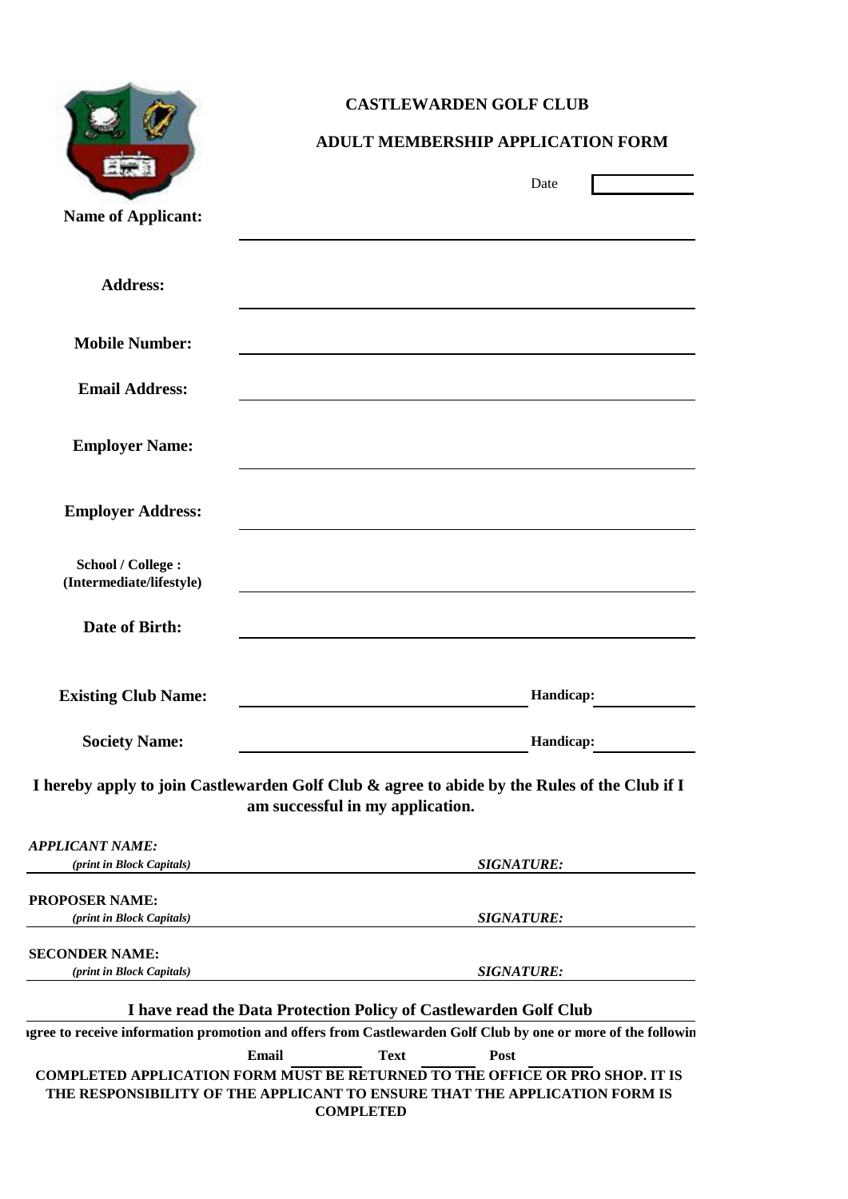# CASTLEWARDEN GOLF CLUB

## ADULT MEMBERSHIP APPLICATION FORM

Date

**Name of Applicant:**

**Address:**

**Mobile Number:**

**Email Address:**

**Employer Name:**

**Employer Address:**

**School / College : (Intermediate/lifestyle)**

**Date of Birth:**

**Existing Club Name:** **Handicap:**

**Society Name:** **Handicap:**

**I hereby apply to join Castlewarden Golf Club & agree to abide by the Rules of the Club if I am successful in my application.**

***APPLICANT NAME:***
***(print in Block Capitals)*** ***SIGNATURE:***

**PROPOSER NAME:**
***(print in Block Capitals)*** ***SIGNATURE:***

**SECONDER NAME:**
***(print in Block Capitals)*** ***SIGNATURE:***

**I have read the Data Protection Policy of Castlewarden Golf Club**

**ıgree to receive information promotion and offers from Castlewarden Golf Club by one or more of the followin**

**Email** **Text** **Post**

**COMPLETED APPLICATION FORM MUST BE RETURNED TO THE OFFICE OR PRO SHOP. IT IS THE RESPONSIBILITY OF THE APPLICANT TO ENSURE THAT THE APPLICATION FORM IS COMPLETED**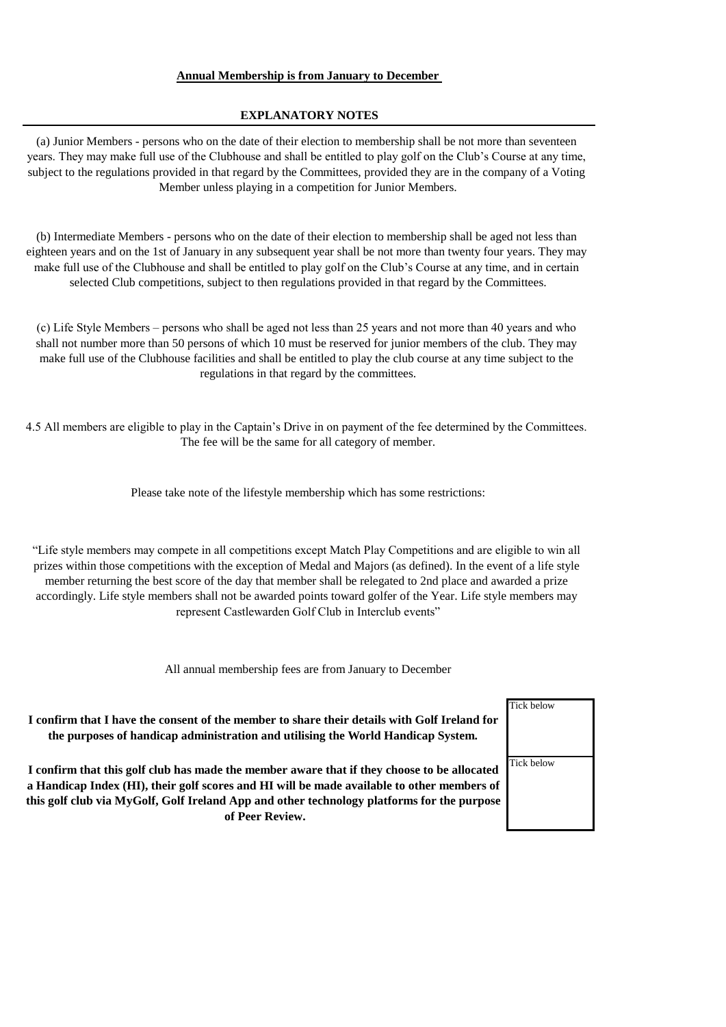**Annual Membership is from January to December**

**EXPLANATORY NOTES**

---

(a) Junior Members - persons who on the date of their election to membership shall be not more than seventeen years. They may make full use of the Clubhouse and shall be entitled to play golf on the Club's Course at any time, subject to the regulations provided in that regard by the Committees, provided they are in the company of a Voting Member unless playing in a competition for Junior Members.

(b) Intermediate Members - persons who on the date of their election to membership shall be aged not less than eighteen years and on the 1st of January in any subsequent year shall be not more than twenty four years. They may make full use of the Clubhouse and shall be entitled to play golf on the Club's Course at any time, and in certain selected Club competitions, subject to then regulations provided in that regard by the Committees.

(c) Life Style Members – persons who shall be aged not less than 25 years and not more than 40 years and who shall not number more than 50 persons of which 10 must be reserved for junior members of the club. They may make full use of the Clubhouse facilities and shall be entitled to play the club course at any time subject to the regulations in that regard by the committees.

4.5 All members are eligible to play in the Captain's Drive in on payment of the fee determined by the Committees. The fee will be the same for all category of member.

Please take note of the lifestyle membership which has some restrictions:

"Life style members may compete in all competitions except Match Play Competitions and are eligible to win all prizes within those competitions with the exception of Medal and Majors (as defined). In the event of a life style member returning the best score of the day that member shall be relegated to 2nd place and awarded a prize accordingly. Life style members shall not be awarded points toward golfer of the Year. Life style members may represent Castlewarden Golf Club in Interclub events"

All annual membership fees are from January to December

| | |
|---|---|
| **I confirm that I have the consent of the member to share their details with Golf Ireland for the purposes of handicap administration and utilising the World Handicap System.** | Tick below |
| **I confirm that this golf club has made the member aware that if they choose to be allocated a Handicap Index (HI), their golf scores and HI will be made available to other members of this golf club via MyGolf, Golf Ireland App and other technology platforms for the purpose of Peer Review.** | Tick below |